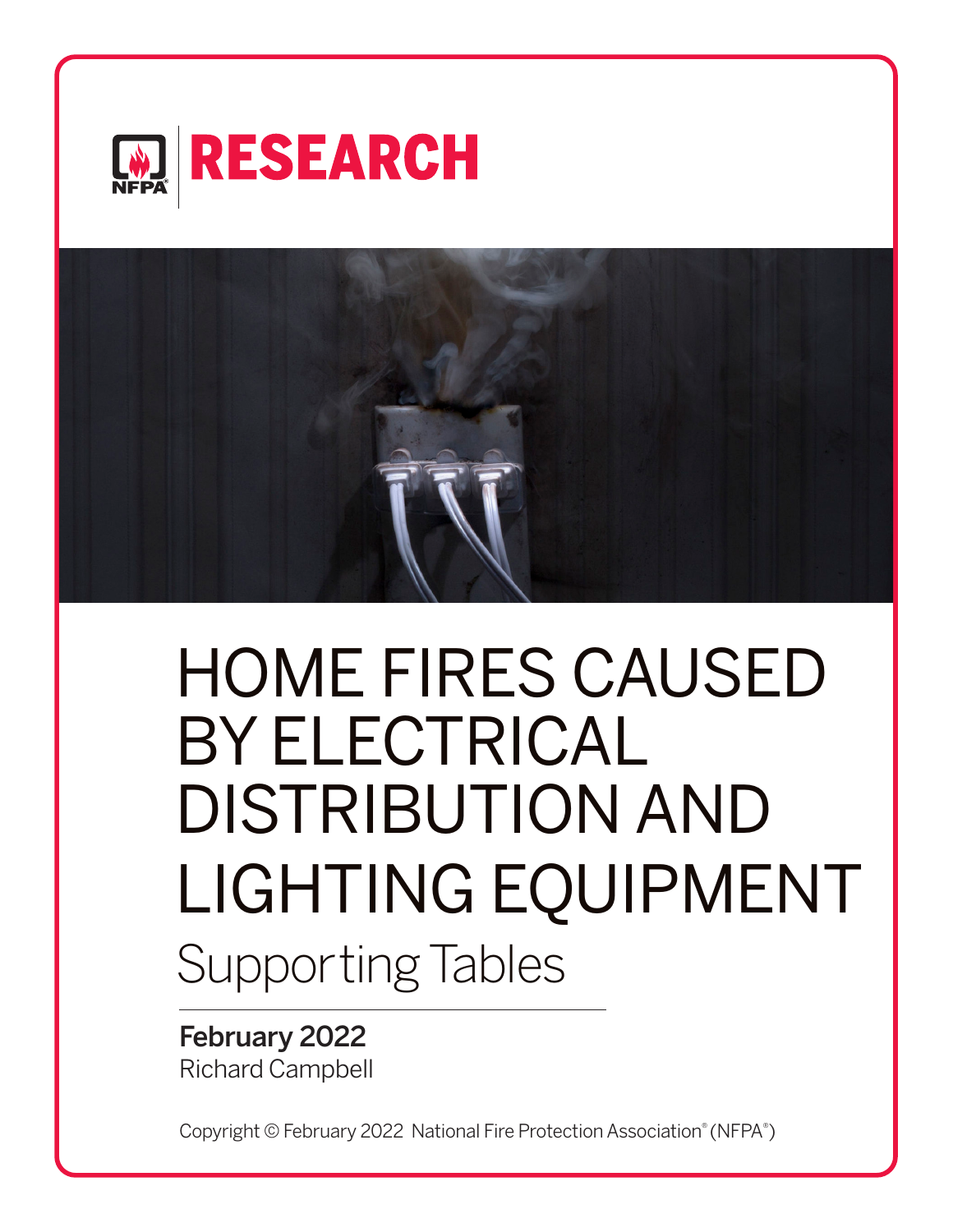NFPA | RESEARCH

# HOME FIRES CAUSED BY ELECTRICAL DISTRIBUTION AND LIGHTING EQUIPMENT

## Supporting Tables

**February 2022**

Richard Campbell

Copyright © February 2022 National Fire Protection Association® (NFPA®)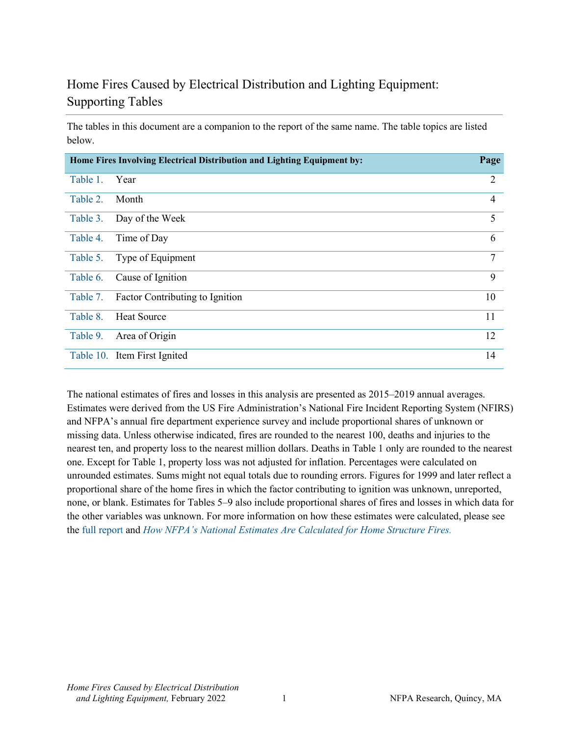# Home Fires Caused by Electrical Distribution and Lighting Equipment: Supporting Tables

The tables in this document are a companion to the report of the same name. The table topics are listed below.

| Home Fires Involving Electrical Distribution and Lighting Equipment by: | | Page |
|---|---|---|
| Table 1. | Year | 2 |
| Table 2. | Month | 4 |
| Table 3. | Day of the Week | 5 |
| Table 4. | Time of Day | 6 |
| Table 5. | Type of Equipment | 7 |
| Table 6. | Cause of Ignition | 9 |
| Table 7. | Factor Contributing to Ignition | 10 |
| Table 8. | Heat Source | 11 |
| Table 9. | Area of Origin | 12 |
| Table 10. | Item First Ignited | 14 |

The national estimates of fires and losses in this analysis are presented as 2015–2019 annual averages. Estimates were derived from the US Fire Administration's National Fire Incident Reporting System (NFIRS) and NFPA's annual fire department experience survey and include proportional shares of unknown or missing data. Unless otherwise indicated, fires are rounded to the nearest 100, deaths and injuries to the nearest ten, and property loss to the nearest million dollars. Deaths in Table 1 only are rounded to the nearest one. Except for Table 1, property loss was not adjusted for inflation. Percentages were calculated on unrounded estimates. Sums might not equal totals due to rounding errors. Figures for 1999 and later reflect a proportional share of the home fires in which the factor contributing to ignition was unknown, unreported, none, or blank. Estimates for Tables 5–9 also include proportional shares of fires and losses in which data for the other variables was unknown. For more information on how these estimates were calculated, please see the full report and *How NFPA's National Estimates Are Calculated for Home Structure Fires.*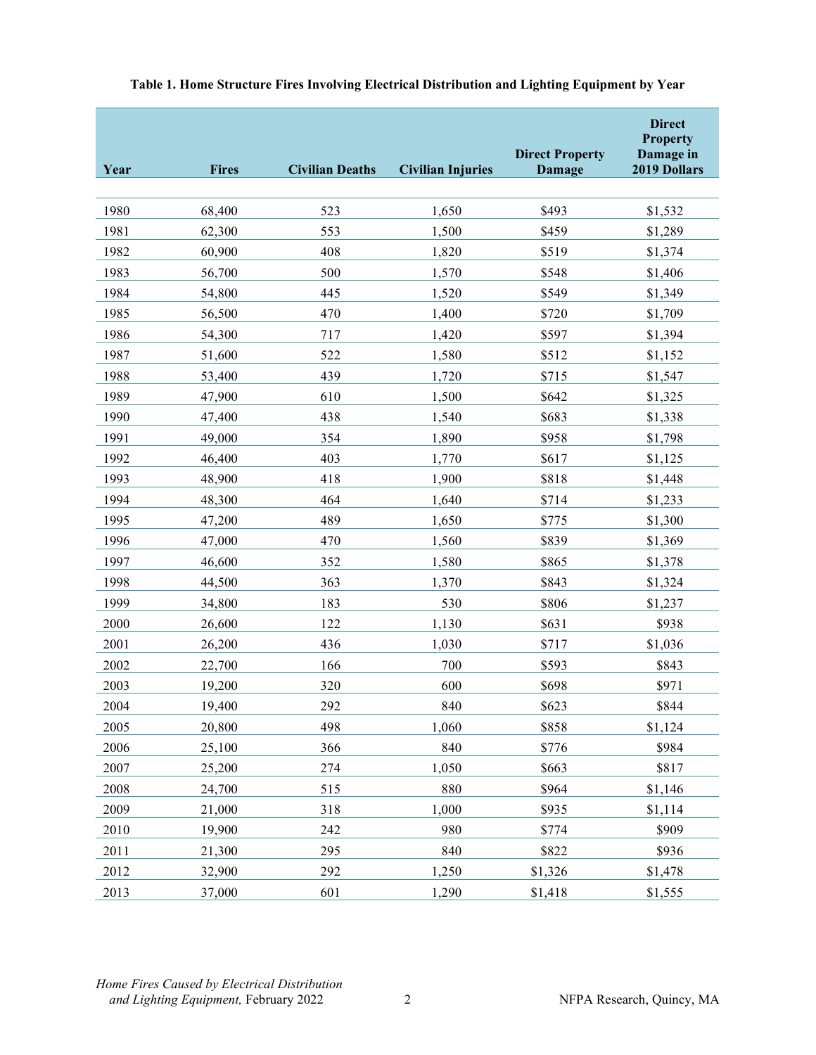**Table 1. Home Structure Fires Involving Electrical Distribution and Lighting Equipment by Year**

| Year | Fires | Civilian Deaths | Civilian Injuries | Direct Property Damage | Direct Property Damage in 2019 Dollars |
|---|---|---|---|---|---|
| 1980 | 68,400 | 523 | 1,650 | $493 | $1,532 |
| 1981 | 62,300 | 553 | 1,500 | $459 | $1,289 |
| 1982 | 60,900 | 408 | 1,820 | $519 | $1,374 |
| 1983 | 56,700 | 500 | 1,570 | $548 | $1,406 |
| 1984 | 54,800 | 445 | 1,520 | $549 | $1,349 |
| 1985 | 56,500 | 470 | 1,400 | $720 | $1,709 |
| 1986 | 54,300 | 717 | 1,420 | $597 | $1,394 |
| 1987 | 51,600 | 522 | 1,580 | $512 | $1,152 |
| 1988 | 53,400 | 439 | 1,720 | $715 | $1,547 |
| 1989 | 47,900 | 610 | 1,500 | $642 | $1,325 |
| 1990 | 47,400 | 438 | 1,540 | $683 | $1,338 |
| 1991 | 49,000 | 354 | 1,890 | $958 | $1,798 |
| 1992 | 46,400 | 403 | 1,770 | $617 | $1,125 |
| 1993 | 48,900 | 418 | 1,900 | $818 | $1,448 |
| 1994 | 48,300 | 464 | 1,640 | $714 | $1,233 |
| 1995 | 47,200 | 489 | 1,650 | $775 | $1,300 |
| 1996 | 47,000 | 470 | 1,560 | $839 | $1,369 |
| 1997 | 46,600 | 352 | 1,580 | $865 | $1,378 |
| 1998 | 44,500 | 363 | 1,370 | $843 | $1,324 |
| 1999 | 34,800 | 183 | 530 | $806 | $1,237 |
| 2000 | 26,600 | 122 | 1,130 | $631 | $938 |
| 2001 | 26,200 | 436 | 1,030 | $717 | $1,036 |
| 2002 | 22,700 | 166 | 700 | $593 | $843 |
| 2003 | 19,200 | 320 | 600 | $698 | $971 |
| 2004 | 19,400 | 292 | 840 | $623 | $844 |
| 2005 | 20,800 | 498 | 1,060 | $858 | $1,124 |
| 2006 | 25,100 | 366 | 840 | $776 | $984 |
| 2007 | 25,200 | 274 | 1,050 | $663 | $817 |
| 2008 | 24,700 | 515 | 880 | $964 | $1,146 |
| 2009 | 21,000 | 318 | 1,000 | $935 | $1,114 |
| 2010 | 19,900 | 242 | 980 | $774 | $909 |
| 2011 | 21,300 | 295 | 840 | $822 | $936 |
| 2012 | 32,900 | 292 | 1,250 | $1,326 | $1,478 |
| 2013 | 37,000 | 601 | 1,290 | $1,418 | $1,555 |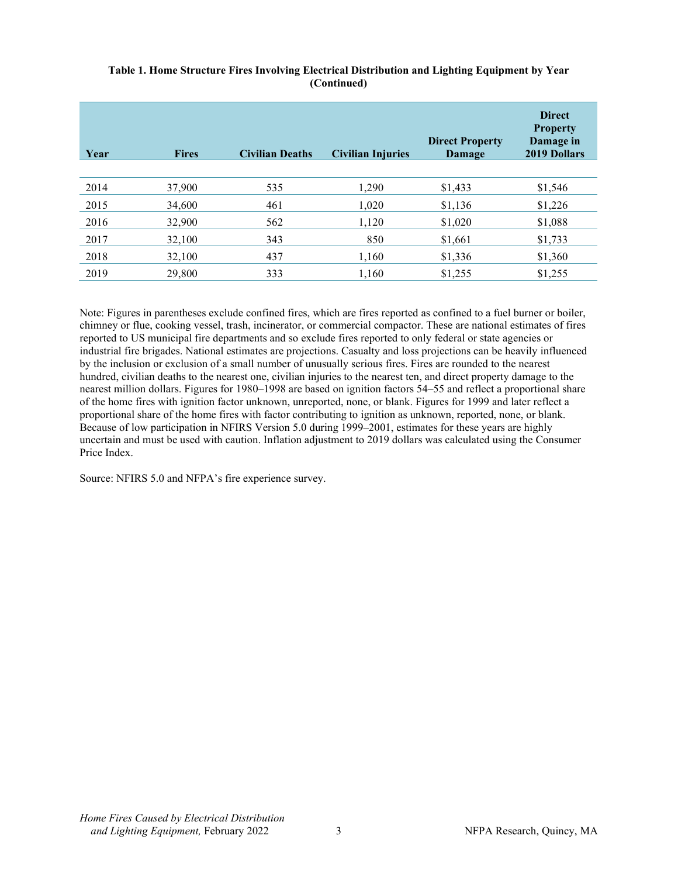**Table 1. Home Structure Fires Involving Electrical Distribution and Lighting Equipment by Year (Continued)**

| Year | Fires | Civilian Deaths | Civilian Injuries | Direct Property Damage | Direct Property Damage in 2019 Dollars |
|---|---|---|---|---|---|
| 2014 | 37,900 | 535 | 1,290 | $1,433 | $1,546 |
| 2015 | 34,600 | 461 | 1,020 | $1,136 | $1,226 |
| 2016 | 32,900 | 562 | 1,120 | $1,020 | $1,088 |
| 2017 | 32,100 | 343 | 850 | $1,661 | $1,733 |
| 2018 | 32,100 | 437 | 1,160 | $1,336 | $1,360 |
| 2019 | 29,800 | 333 | 1,160 | $1,255 | $1,255 |

Note: Figures in parentheses exclude confined fires, which are fires reported as confined to a fuel burner or boiler, chimney or flue, cooking vessel, trash, incinerator, or commercial compactor. These are national estimates of fires reported to US municipal fire departments and so exclude fires reported to only federal or state agencies or industrial fire brigades. National estimates are projections. Casualty and loss projections can be heavily influenced by the inclusion or exclusion of a small number of unusually serious fires. Fires are rounded to the nearest hundred, civilian deaths to the nearest one, civilian injuries to the nearest ten, and direct property damage to the nearest million dollars. Figures for 1980–1998 are based on ignition factors 54–55 and reflect a proportional share of the home fires with ignition factor unknown, unreported, none, or blank. Figures for 1999 and later reflect a proportional share of the home fires with factor contributing to ignition as unknown, reported, none, or blank. Because of low participation in NFIRS Version 5.0 during 1999–2001, estimates for these years are highly uncertain and must be used with caution. Inflation adjustment to 2019 dollars was calculated using the Consumer Price Index.

Source: NFIRS 5.0 and NFPA's fire experience survey.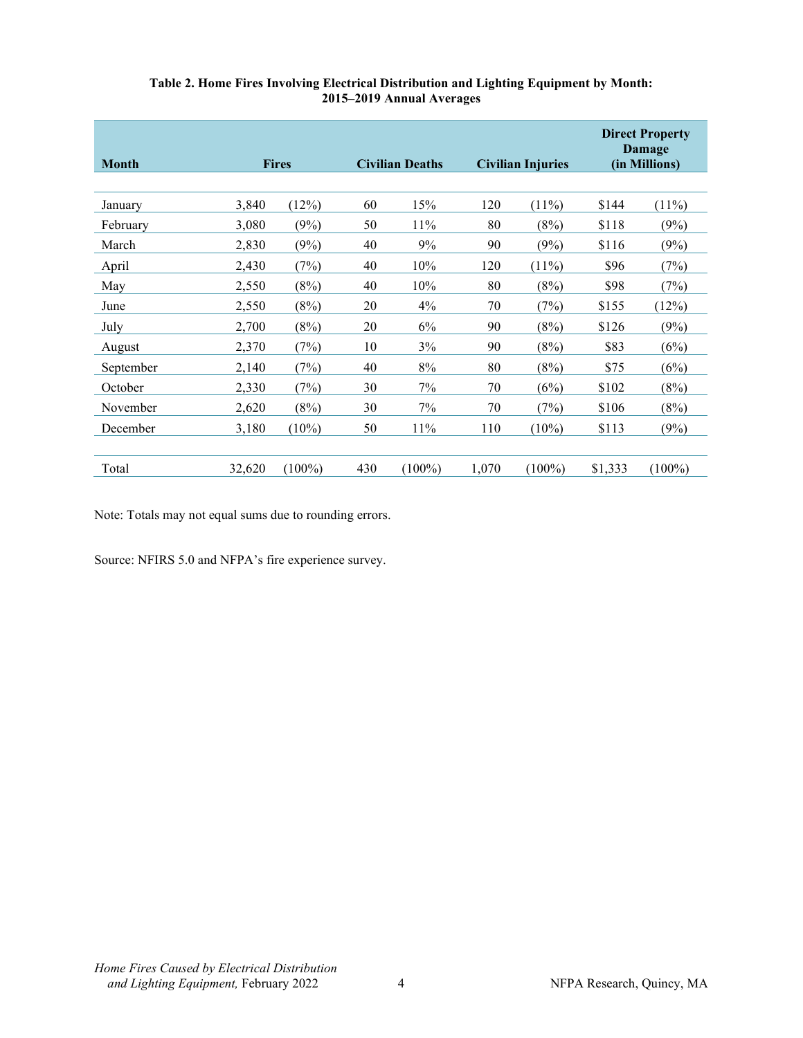**Table 2. Home Fires Involving Electrical Distribution and Lighting Equipment by Month: 2015–2019 Annual Averages**

| Month | Fires | | Civilian Deaths | | Civilian Injuries | | Direct Property Damage (in Millions) | |
|---|---|---|---|---|---|---|---|---|
| January | 3,840 | (12%) | 60 | 15% | 120 | (11%) | $144 | (11%) |
| February | 3,080 | (9%) | 50 | 11% | 80 | (8%) | $118 | (9%) |
| March | 2,830 | (9%) | 40 | 9% | 90 | (9%) | $116 | (9%) |
| April | 2,430 | (7%) | 40 | 10% | 120 | (11%) | $96 | (7%) |
| May | 2,550 | (8%) | 40 | 10% | 80 | (8%) | $98 | (7%) |
| June | 2,550 | (8%) | 20 | 4% | 70 | (7%) | $155 | (12%) |
| July | 2,700 | (8%) | 20 | 6% | 90 | (8%) | $126 | (9%) |
| August | 2,370 | (7%) | 10 | 3% | 90 | (8%) | $83 | (6%) |
| September | 2,140 | (7%) | 40 | 8% | 80 | (8%) | $75 | (6%) |
| October | 2,330 | (7%) | 30 | 7% | 70 | (6%) | $102 | (8%) |
| November | 2,620 | (8%) | 30 | 7% | 70 | (7%) | $106 | (8%) |
| December | 3,180 | (10%) | 50 | 11% | 110 | (10%) | $113 | (9%) |
| Total | 32,620 | (100%) | 430 | (100%) | 1,070 | (100%) | $1,333 | (100%) |

Note: Totals may not equal sums due to rounding errors.

Source: NFIRS 5.0 and NFPA's fire experience survey.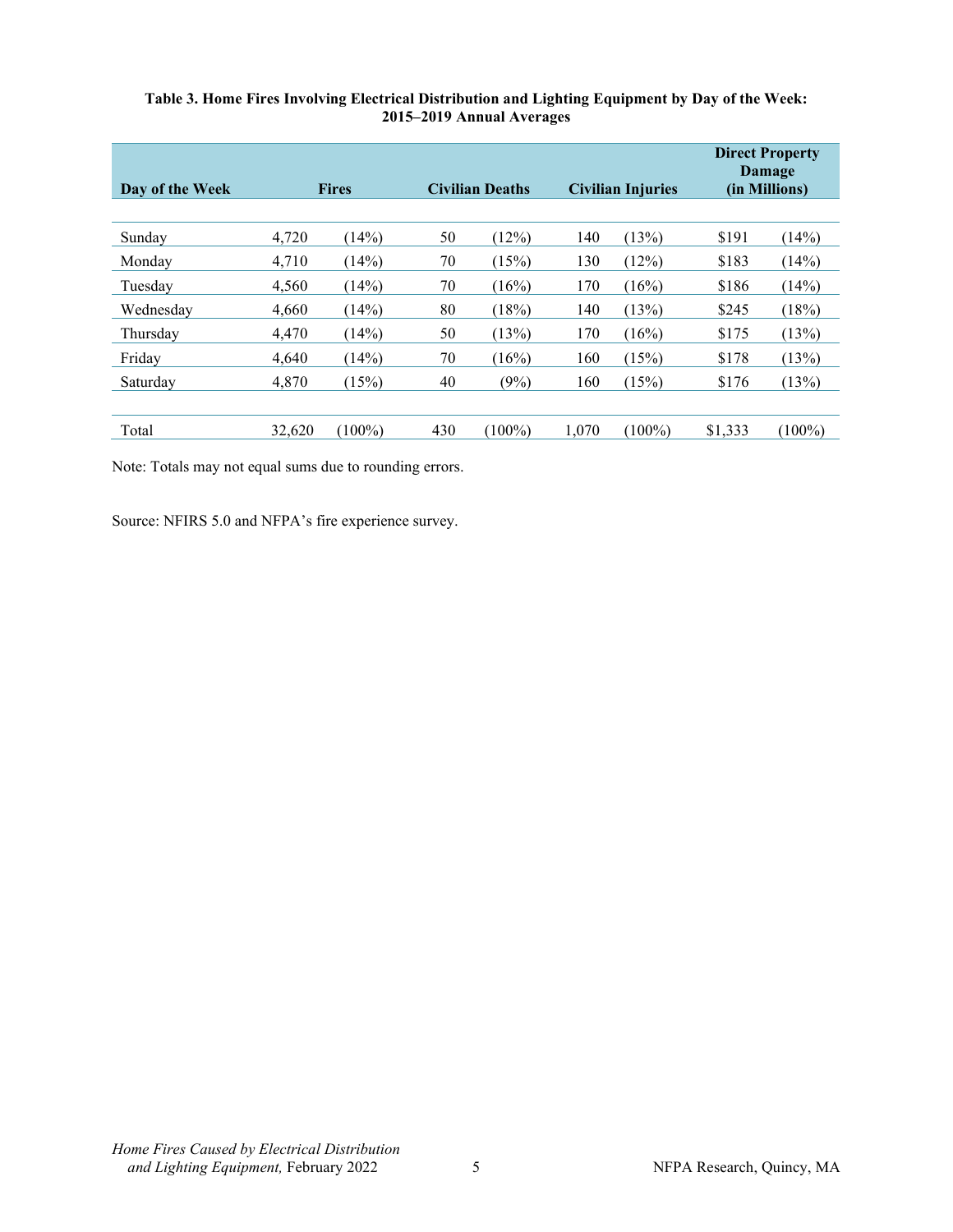**Table 3. Home Fires Involving Electrical Distribution and Lighting Equipment by Day of the Week: 2015–2019 Annual Averages**

| Day of the Week | Fires | | Civilian Deaths | | Civilian Injuries | | Direct Property Damage (in Millions) | |
|---|---|---|---|---|---|---|---|---|
| Sunday | 4,720 | (14%) | 50 | (12%) | 140 | (13%) | $191 | (14%) |
| Monday | 4,710 | (14%) | 70 | (15%) | 130 | (12%) | $183 | (14%) |
| Tuesday | 4,560 | (14%) | 70 | (16%) | 170 | (16%) | $186 | (14%) |
| Wednesday | 4,660 | (14%) | 80 | (18%) | 140 | (13%) | $245 | (18%) |
| Thursday | 4,470 | (14%) | 50 | (13%) | 170 | (16%) | $175 | (13%) |
| Friday | 4,640 | (14%) | 70 | (16%) | 160 | (15%) | $178 | (13%) |
| Saturday | 4,870 | (15%) | 40 | (9%) | 160 | (15%) | $176 | (13%) |
| Total | 32,620 | (100%) | 430 | (100%) | 1,070 | (100%) | $1,333 | (100%) |

Note: Totals may not equal sums due to rounding errors.

Source: NFIRS 5.0 and NFPA's fire experience survey.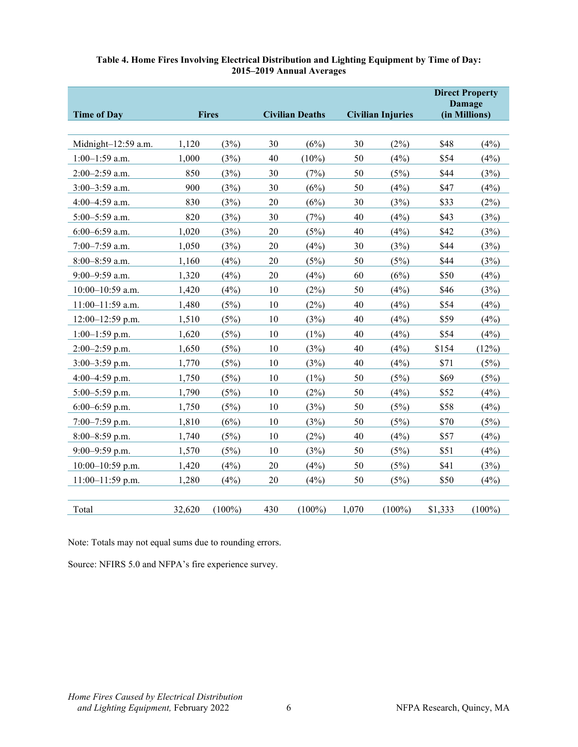**Table 4. Home Fires Involving Electrical Distribution and Lighting Equipment by Time of Day: 2015–2019 Annual Averages**

| Time of Day | Fires | | Civilian Deaths | | Civilian Injuries | | Direct Property Damage (in Millions) | |
|---|---|---|---|---|---|---|---|---|
| Midnight–12:59 a.m. | 1,120 | (3%) | 30 | (6%) | 30 | (2%) | $48 | (4%) |
| 1:00–1:59 a.m. | 1,000 | (3%) | 40 | (10%) | 50 | (4%) | $54 | (4%) |
| 2:00–2:59 a.m. | 850 | (3%) | 30 | (7%) | 50 | (5%) | $44 | (3%) |
| 3:00–3:59 a.m. | 900 | (3%) | 30 | (6%) | 50 | (4%) | $47 | (4%) |
| 4:00–4:59 a.m. | 830 | (3%) | 20 | (6%) | 30 | (3%) | $33 | (2%) |
| 5:00–5:59 a.m. | 820 | (3%) | 30 | (7%) | 40 | (4%) | $43 | (3%) |
| 6:00–6:59 a.m. | 1,020 | (3%) | 20 | (5%) | 40 | (4%) | $42 | (3%) |
| 7:00–7:59 a.m. | 1,050 | (3%) | 20 | (4%) | 30 | (3%) | $44 | (3%) |
| 8:00–8:59 a.m. | 1,160 | (4%) | 20 | (5%) | 50 | (5%) | $44 | (3%) |
| 9:00–9:59 a.m. | 1,320 | (4%) | 20 | (4%) | 60 | (6%) | $50 | (4%) |
| 10:00–10:59 a.m. | 1,420 | (4%) | 10 | (2%) | 50 | (4%) | $46 | (3%) |
| 11:00–11:59 a.m. | 1,480 | (5%) | 10 | (2%) | 40 | (4%) | $54 | (4%) |
| 12:00–12:59 p.m. | 1,510 | (5%) | 10 | (3%) | 40 | (4%) | $59 | (4%) |
| 1:00–1:59 p.m. | 1,620 | (5%) | 10 | (1%) | 40 | (4%) | $54 | (4%) |
| 2:00–2:59 p.m. | 1,650 | (5%) | 10 | (3%) | 40 | (4%) | $154 | (12%) |
| 3:00–3:59 p.m. | 1,770 | (5%) | 10 | (3%) | 40 | (4%) | $71 | (5%) |
| 4:00–4:59 p.m. | 1,750 | (5%) | 10 | (1%) | 50 | (5%) | $69 | (5%) |
| 5:00–5:59 p.m. | 1,790 | (5%) | 10 | (2%) | 50 | (4%) | $52 | (4%) |
| 6:00–6:59 p.m. | 1,750 | (5%) | 10 | (3%) | 50 | (5%) | $58 | (4%) |
| 7:00–7:59 p.m. | 1,810 | (6%) | 10 | (3%) | 50 | (5%) | $70 | (5%) |
| 8:00–8:59 p.m. | 1,740 | (5%) | 10 | (2%) | 40 | (4%) | $57 | (4%) |
| 9:00–9:59 p.m. | 1,570 | (5%) | 10 | (3%) | 50 | (5%) | $51 | (4%) |
| 10:00–10:59 p.m. | 1,420 | (4%) | 20 | (4%) | 50 | (5%) | $41 | (3%) |
| 11:00–11:59 p.m. | 1,280 | (4%) | 20 | (4%) | 50 | (5%) | $50 | (4%) |
| Total | 32,620 | (100%) | 430 | (100%) | 1,070 | (100%) | $1,333 | (100%) |

Note: Totals may not equal sums due to rounding errors.

Source: NFIRS 5.0 and NFPA's fire experience survey.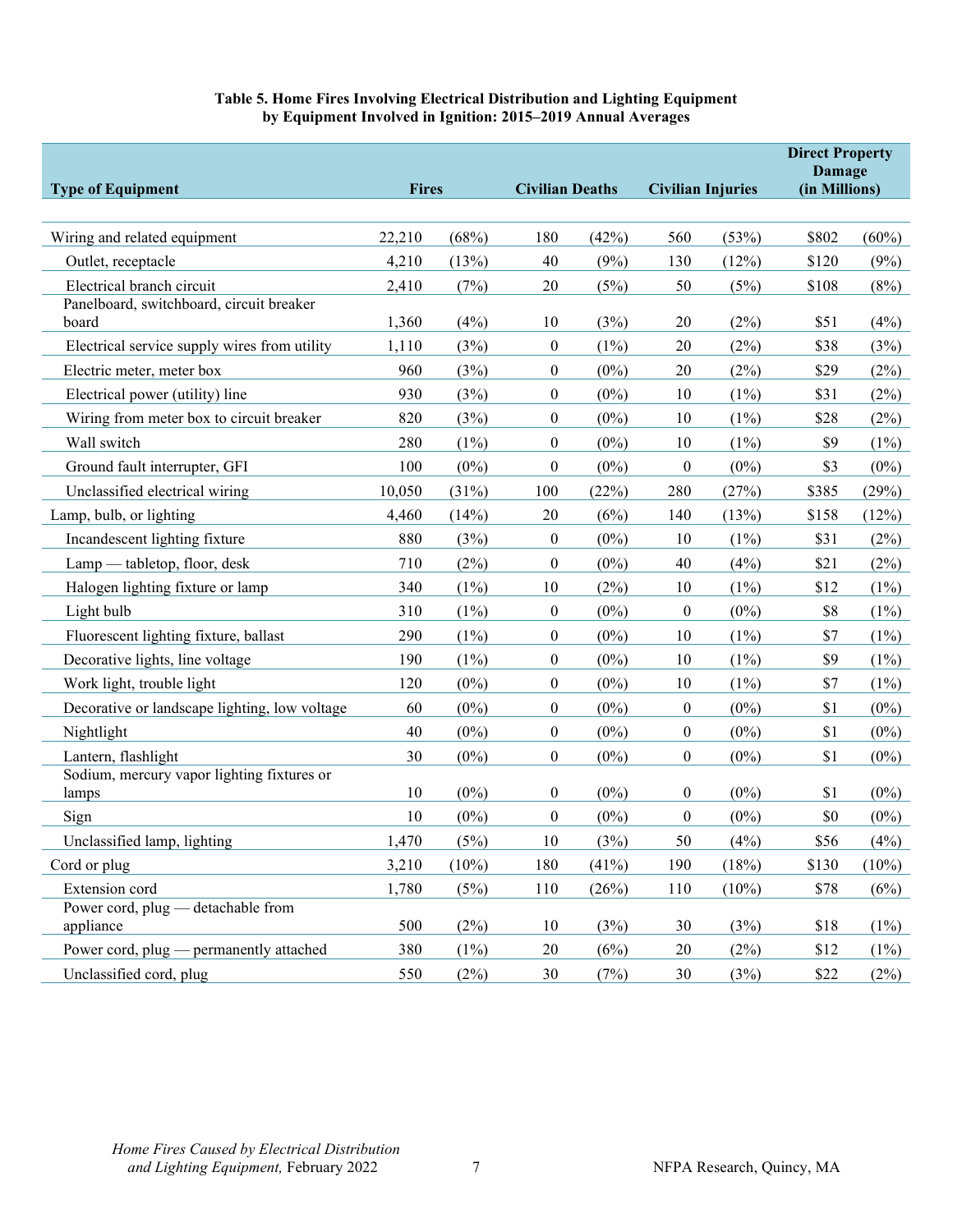**Table 5. Home Fires Involving Electrical Distribution and Lighting Equipment by Equipment Involved in Ignition: 2015–2019 Annual Averages**

| Type of Equipment | Fires | | Civilian Deaths | | Civilian Injuries | | Direct Property Damage (in Millions) | |
|---|---|---|---|---|---|---|---|---|
| Wiring and related equipment | 22,210 | (68%) | 180 | (42%) | 560 | (53%) | $802 | (60%) |
| Outlet, receptacle | 4,210 | (13%) | 40 | (9%) | 130 | (12%) | $120 | (9%) |
| Electrical branch circuit | 2,410 | (7%) | 20 | (5%) | 50 | (5%) | $108 | (8%) |
| Panelboard, switchboard, circuit breaker board | 1,360 | (4%) | 10 | (3%) | 20 | (2%) | $51 | (4%) |
| Electrical service supply wires from utility | 1,110 | (3%) | 0 | (1%) | 20 | (2%) | $38 | (3%) |
| Electric meter, meter box | 960 | (3%) | 0 | (0%) | 20 | (2%) | $29 | (2%) |
| Electrical power (utility) line | 930 | (3%) | 0 | (0%) | 10 | (1%) | $31 | (2%) |
| Wiring from meter box to circuit breaker | 820 | (3%) | 0 | (0%) | 10 | (1%) | $28 | (2%) |
| Wall switch | 280 | (1%) | 0 | (0%) | 10 | (1%) | $9 | (1%) |
| Ground fault interrupter, GFI | 100 | (0%) | 0 | (0%) | 0 | (0%) | $3 | (0%) |
| Unclassified electrical wiring | 10,050 | (31%) | 100 | (22%) | 280 | (27%) | $385 | (29%) |
| Lamp, bulb, or lighting | 4,460 | (14%) | 20 | (6%) | 140 | (13%) | $158 | (12%) |
| Incandescent lighting fixture | 880 | (3%) | 0 | (0%) | 10 | (1%) | $31 | (2%) |
| Lamp — tabletop, floor, desk | 710 | (2%) | 0 | (0%) | 40 | (4%) | $21 | (2%) |
| Halogen lighting fixture or lamp | 340 | (1%) | 10 | (2%) | 10 | (1%) | $12 | (1%) |
| Light bulb | 310 | (1%) | 0 | (0%) | 0 | (0%) | $8 | (1%) |
| Fluorescent lighting fixture, ballast | 290 | (1%) | 0 | (0%) | 10 | (1%) | $7 | (1%) |
| Decorative lights, line voltage | 190 | (1%) | 0 | (0%) | 10 | (1%) | $9 | (1%) |
| Work light, trouble light | 120 | (0%) | 0 | (0%) | 10 | (1%) | $7 | (1%) |
| Decorative or landscape lighting, low voltage | 60 | (0%) | 0 | (0%) | 0 | (0%) | $1 | (0%) |
| Nightlight | 40 | (0%) | 0 | (0%) | 0 | (0%) | $1 | (0%) |
| Lantern, flashlight | 30 | (0%) | 0 | (0%) | 0 | (0%) | $1 | (0%) |
| Sodium, mercury vapor lighting fixtures or lamps | 10 | (0%) | 0 | (0%) | 0 | (0%) | $1 | (0%) |
| Sign | 10 | (0%) | 0 | (0%) | 0 | (0%) | $0 | (0%) |
| Unclassified lamp, lighting | 1,470 | (5%) | 10 | (3%) | 50 | (4%) | $56 | (4%) |
| Cord or plug | 3,210 | (10%) | 180 | (41%) | 190 | (18%) | $130 | (10%) |
| Extension cord | 1,780 | (5%) | 110 | (26%) | 110 | (10%) | $78 | (6%) |
| Power cord, plug — detachable from appliance | 500 | (2%) | 10 | (3%) | 30 | (3%) | $18 | (1%) |
| Power cord, plug — permanently attached | 380 | (1%) | 20 | (6%) | 20 | (2%) | $12 | (1%) |
| Unclassified cord, plug | 550 | (2%) | 30 | (7%) | 30 | (3%) | $22 | (2%) |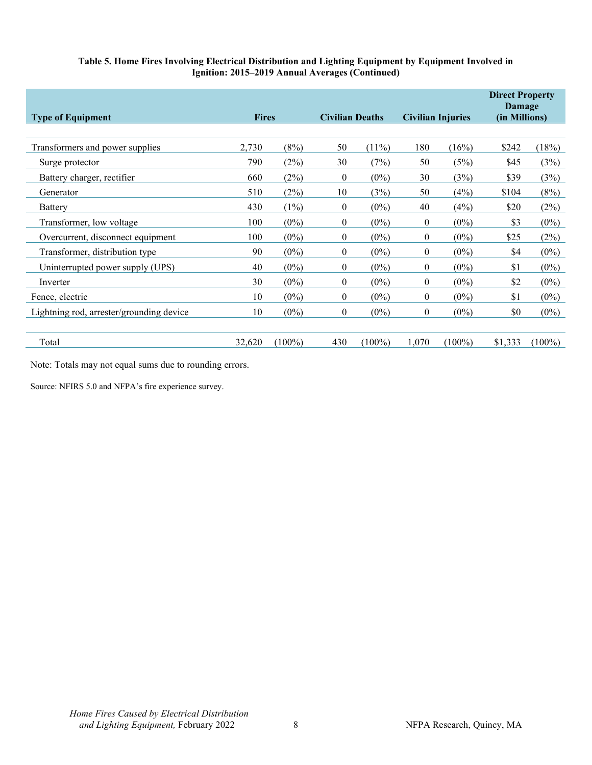**Table 5. Home Fires Involving Electrical Distribution and Lighting Equipment by Equipment Involved in Ignition: 2015–2019 Annual Averages (Continued)**

| Type of Equipment | Fires | | Civilian Deaths | | Civilian Injuries | | Direct Property Damage (in Millions) | |
|---|---|---|---|---|---|---|---|---|
| Transformers and power supplies | 2,730 | (8%) | 50 | (11%) | 180 | (16%) | $242 | (18%) |
| Surge protector | 790 | (2%) | 30 | (7%) | 50 | (5%) | $45 | (3%) |
| Battery charger, rectifier | 660 | (2%) | 0 | (0%) | 30 | (3%) | $39 | (3%) |
| Generator | 510 | (2%) | 10 | (3%) | 50 | (4%) | $104 | (8%) |
| Battery | 430 | (1%) | 0 | (0%) | 40 | (4%) | $20 | (2%) |
| Transformer, low voltage | 100 | (0%) | 0 | (0%) | 0 | (0%) | $3 | (0%) |
| Overcurrent, disconnect equipment | 100 | (0%) | 0 | (0%) | 0 | (0%) | $25 | (2%) |
| Transformer, distribution type | 90 | (0%) | 0 | (0%) | 0 | (0%) | $4 | (0%) |
| Uninterrupted power supply (UPS) | 40 | (0%) | 0 | (0%) | 0 | (0%) | $1 | (0%) |
| Inverter | 30 | (0%) | 0 | (0%) | 0 | (0%) | $2 | (0%) |
| Fence, electric | 10 | (0%) | 0 | (0%) | 0 | (0%) | $1 | (0%) |
| Lightning rod, arrester/grounding device | 10 | (0%) | 0 | (0%) | 0 | (0%) | $0 | (0%) |
| Total | 32,620 | (100%) | 430 | (100%) | 1,070 | (100%) | $1,333 | (100%) |

Note: Totals may not equal sums due to rounding errors.

Source: NFIRS 5.0 and NFPA's fire experience survey.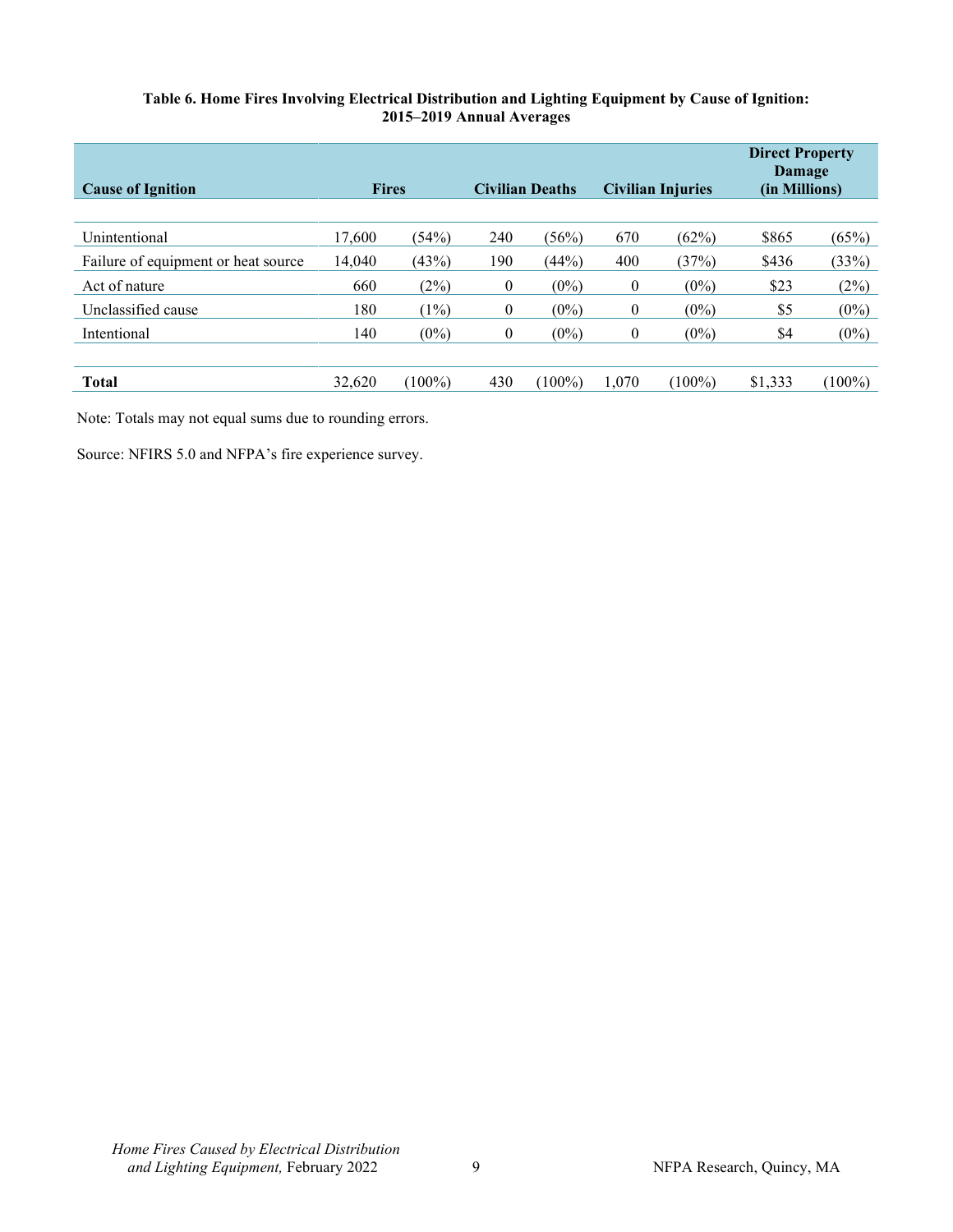**Table 6. Home Fires Involving Electrical Distribution and Lighting Equipment by Cause of Ignition: 2015–2019 Annual Averages**

| Cause of Ignition | Fires | | Civilian Deaths | | Civilian Injuries | | Direct Property Damage (in Millions) | |
|---|---|---|---|---|---|---|---|---|
| Unintentional | 17,600 | (54%) | 240 | (56%) | 670 | (62%) | $865 | (65%) |
| Failure of equipment or heat source | 14,040 | (43%) | 190 | (44%) | 400 | (37%) | $436 | (33%) |
| Act of nature | 660 | (2%) | 0 | (0%) | 0 | (0%) | $23 | (2%) |
| Unclassified cause | 180 | (1%) | 0 | (0%) | 0 | (0%) | $5 | (0%) |
| Intentional | 140 | (0%) | 0 | (0%) | 0 | (0%) | $4 | (0%) |
| **Total** | 32,620 | (100%) | 430 | (100%) | 1,070 | (100%) | $1,333 | (100%) |

Note: Totals may not equal sums due to rounding errors.

Source: NFIRS 5.0 and NFPA's fire experience survey.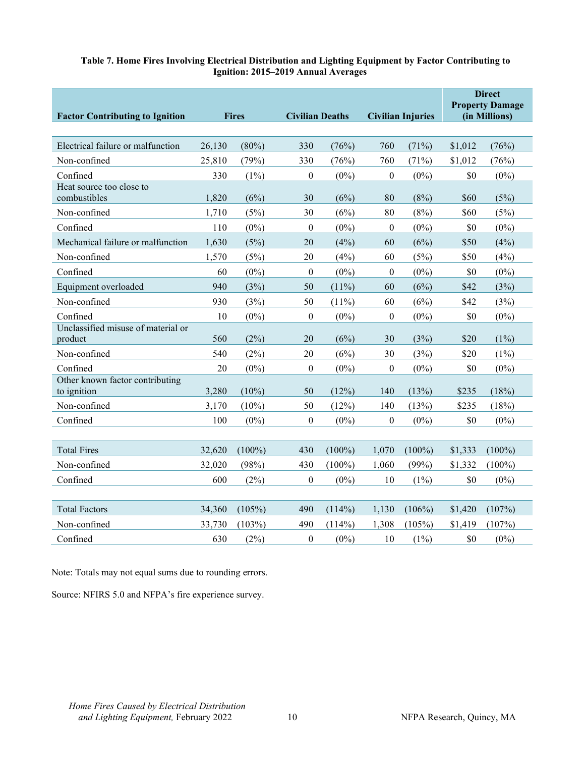**Table 7. Home Fires Involving Electrical Distribution and Lighting Equipment by Factor Contributing to Ignition: 2015–2019 Annual Averages**

| Factor Contributing to Ignition | Fires | | Civilian Deaths | | Civilian Injuries | | Direct Property Damage (in Millions) | |
|---|---|---|---|---|---|---|---|---|
| Electrical failure or malfunction | 26,130 | (80%) | 330 | (76%) | 760 | (71%) | $1,012 | (76%) |
| Non-confined | 25,810 | (79%) | 330 | (76%) | 760 | (71%) | $1,012 | (76%) |
| Confined | 330 | (1%) | 0 | (0%) | 0 | (0%) | $0 | (0%) |
| Heat source too close to combustibles | 1,820 | (6%) | 30 | (6%) | 80 | (8%) | $60 | (5%) |
| Non-confined | 1,710 | (5%) | 30 | (6%) | 80 | (8%) | $60 | (5%) |
| Confined | 110 | (0%) | 0 | (0%) | 0 | (0%) | $0 | (0%) |
| Mechanical failure or malfunction | 1,630 | (5%) | 20 | (4%) | 60 | (6%) | $50 | (4%) |
| Non-confined | 1,570 | (5%) | 20 | (4%) | 60 | (5%) | $50 | (4%) |
| Confined | 60 | (0%) | 0 | (0%) | 0 | (0%) | $0 | (0%) |
| Equipment overloaded | 940 | (3%) | 50 | (11%) | 60 | (6%) | $42 | (3%) |
| Non-confined | 930 | (3%) | 50 | (11%) | 60 | (6%) | $42 | (3%) |
| Confined | 10 | (0%) | 0 | (0%) | 0 | (0%) | $0 | (0%) |
| Unclassified misuse of material or product | 560 | (2%) | 20 | (6%) | 30 | (3%) | $20 | (1%) |
| Non-confined | 540 | (2%) | 20 | (6%) | 30 | (3%) | $20 | (1%) |
| Confined | 20 | (0%) | 0 | (0%) | 0 | (0%) | $0 | (0%) |
| Other known factor contributing to ignition | 3,280 | (10%) | 50 | (12%) | 140 | (13%) | $235 | (18%) |
| Non-confined | 3,170 | (10%) | 50 | (12%) | 140 | (13%) | $235 | (18%) |
| Confined | 100 | (0%) | 0 | (0%) | 0 | (0%) | $0 | (0%) |
| | | | | | | | | |
| Total Fires | 32,620 | (100%) | 430 | (100%) | 1,070 | (100%) | $1,333 | (100%) |
| Non-confined | 32,020 | (98%) | 430 | (100%) | 1,060 | (99%) | $1,332 | (100%) |
| Confined | 600 | (2%) | 0 | (0%) | 10 | (1%) | $0 | (0%) |
| | | | | | | | | |
| Total Factors | 34,360 | (105%) | 490 | (114%) | 1,130 | (106%) | $1,420 | (107%) |
| Non-confined | 33,730 | (103%) | 490 | (114%) | 1,308 | (105%) | $1,419 | (107%) |
| Confined | 630 | (2%) | 0 | (0%) | 10 | (1%) | $0 | (0%) |

Note: Totals may not equal sums due to rounding errors.

Source: NFIRS 5.0 and NFPA's fire experience survey.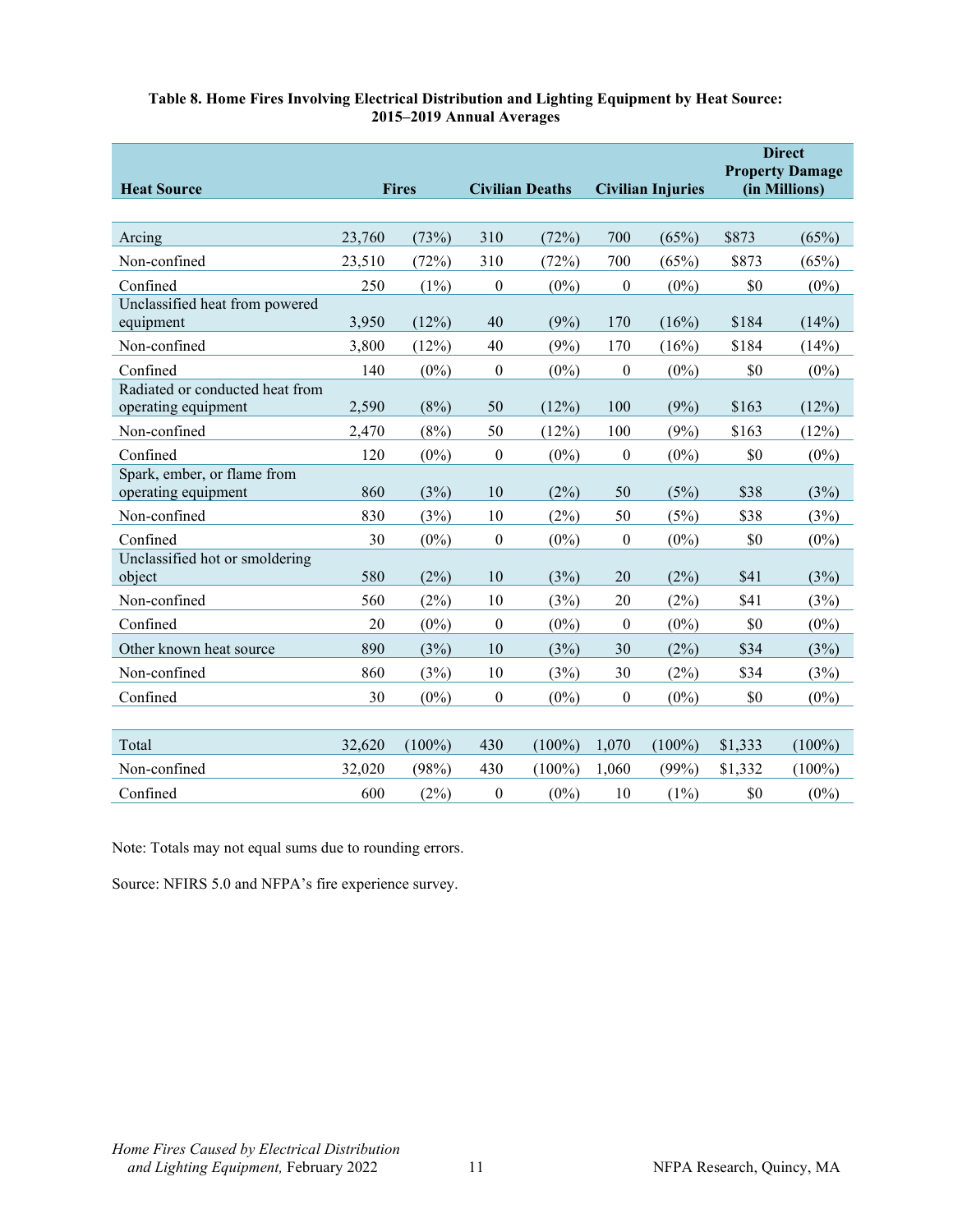**Table 8. Home Fires Involving Electrical Distribution and Lighting Equipment by Heat Source: 2015–2019 Annual Averages**

| Heat Source | Fires | | Civilian Deaths | | Civilian Injuries | | Direct Property Damage (in Millions) | |
|---|---|---|---|---|---|---|---|---|
| Arcing | 23,760 | (73%) | 310 | (72%) | 700 | (65%) | $873 | (65%) |
| Non-confined | 23,510 | (72%) | 310 | (72%) | 700 | (65%) | $873 | (65%) |
| Confined | 250 | (1%) | 0 | (0%) | 0 | (0%) | $0 | (0%) |
| Unclassified heat from powered equipment | 3,950 | (12%) | 40 | (9%) | 170 | (16%) | $184 | (14%) |
| Non-confined | 3,800 | (12%) | 40 | (9%) | 170 | (16%) | $184 | (14%) |
| Confined | 140 | (0%) | 0 | (0%) | 0 | (0%) | $0 | (0%) |
| Radiated or conducted heat from operating equipment | 2,590 | (8%) | 50 | (12%) | 100 | (9%) | $163 | (12%) |
| Non-confined | 2,470 | (8%) | 50 | (12%) | 100 | (9%) | $163 | (12%) |
| Confined | 120 | (0%) | 0 | (0%) | 0 | (0%) | $0 | (0%) |
| Spark, ember, or flame from operating equipment | 860 | (3%) | 10 | (2%) | 50 | (5%) | $38 | (3%) |
| Non-confined | 830 | (3%) | 10 | (2%) | 50 | (5%) | $38 | (3%) |
| Confined | 30 | (0%) | 0 | (0%) | 0 | (0%) | $0 | (0%) |
| Unclassified hot or smoldering object | 580 | (2%) | 10 | (3%) | 20 | (2%) | $41 | (3%) |
| Non-confined | 560 | (2%) | 10 | (3%) | 20 | (2%) | $41 | (3%) |
| Confined | 20 | (0%) | 0 | (0%) | 0 | (0%) | $0 | (0%) |
| Other known heat source | 890 | (3%) | 10 | (3%) | 30 | (2%) | $34 | (3%) |
| Non-confined | 860 | (3%) | 10 | (3%) | 30 | (2%) | $34 | (3%) |
| Confined | 30 | (0%) | 0 | (0%) | 0 | (0%) | $0 | (0%) |
| Total | 32,620 | (100%) | 430 | (100%) | 1,070 | (100%) | $1,333 | (100%) |
| Non-confined | 32,020 | (98%) | 430 | (100%) | 1,060 | (99%) | $1,332 | (100%) |
| Confined | 600 | (2%) | 0 | (0%) | 10 | (1%) | $0 | (0%) |

Note: Totals may not equal sums due to rounding errors.

Source: NFIRS 5.0 and NFPA's fire experience survey.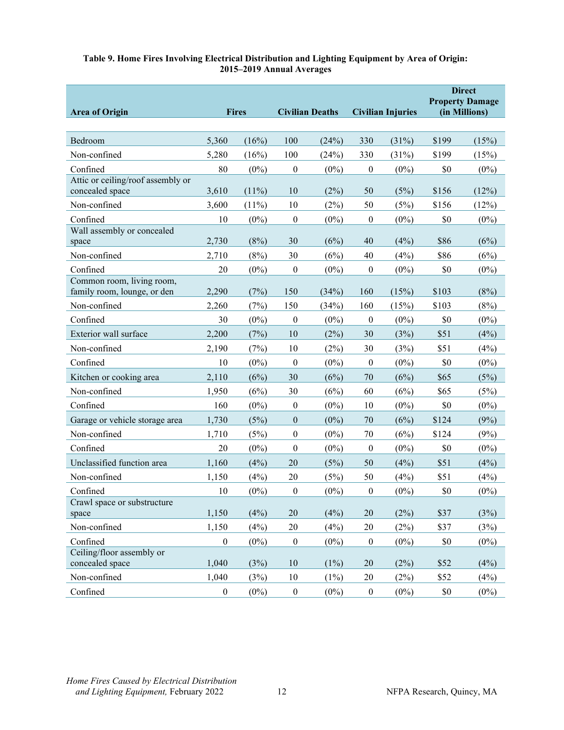**Table 9. Home Fires Involving Electrical Distribution and Lighting Equipment by Area of Origin: 2015–2019 Annual Averages**

| Area of Origin | Fires | | Civilian Deaths | | Civilian Injuries | | Direct Property Damage (in Millions) | |
|---|---|---|---|---|---|---|---|---|
| Bedroom | 5,360 | (16%) | 100 | (24%) | 330 | (31%) | $199 | (15%) |
| Non-confined | 5,280 | (16%) | 100 | (24%) | 330 | (31%) | $199 | (15%) |
| Confined | 80 | (0%) | 0 | (0%) | 0 | (0%) | $0 | (0%) |
| Attic or ceiling/roof assembly or concealed space | 3,610 | (11%) | 10 | (2%) | 50 | (5%) | $156 | (12%) |
| Non-confined | 3,600 | (11%) | 10 | (2%) | 50 | (5%) | $156 | (12%) |
| Confined | 10 | (0%) | 0 | (0%) | 0 | (0%) | $0 | (0%) |
| Wall assembly or concealed space | 2,730 | (8%) | 30 | (6%) | 40 | (4%) | $86 | (6%) |
| Non-confined | 2,710 | (8%) | 30 | (6%) | 40 | (4%) | $86 | (6%) |
| Confined | 20 | (0%) | 0 | (0%) | 0 | (0%) | $0 | (0%) |
| Common room, living room, family room, lounge, or den | 2,290 | (7%) | 150 | (34%) | 160 | (15%) | $103 | (8%) |
| Non-confined | 2,260 | (7%) | 150 | (34%) | 160 | (15%) | $103 | (8%) |
| Confined | 30 | (0%) | 0 | (0%) | 0 | (0%) | $0 | (0%) |
| Exterior wall surface | 2,200 | (7%) | 10 | (2%) | 30 | (3%) | $51 | (4%) |
| Non-confined | 2,190 | (7%) | 10 | (2%) | 30 | (3%) | $51 | (4%) |
| Confined | 10 | (0%) | 0 | (0%) | 0 | (0%) | $0 | (0%) |
| Kitchen or cooking area | 2,110 | (6%) | 30 | (6%) | 70 | (6%) | $65 | (5%) |
| Non-confined | 1,950 | (6%) | 30 | (6%) | 60 | (6%) | $65 | (5%) |
| Confined | 160 | (0%) | 0 | (0%) | 10 | (0%) | $0 | (0%) |
| Garage or vehicle storage area | 1,730 | (5%) | 0 | (0%) | 70 | (6%) | $124 | (9%) |
| Non-confined | 1,710 | (5%) | 0 | (0%) | 70 | (6%) | $124 | (9%) |
| Confined | 20 | (0%) | 0 | (0%) | 0 | (0%) | $0 | (0%) |
| Unclassified function area | 1,160 | (4%) | 20 | (5%) | 50 | (4%) | $51 | (4%) |
| Non-confined | 1,150 | (4%) | 20 | (5%) | 50 | (4%) | $51 | (4%) |
| Confined | 10 | (0%) | 0 | (0%) | 0 | (0%) | $0 | (0%) |
| Crawl space or substructure space | 1,150 | (4%) | 20 | (4%) | 20 | (2%) | $37 | (3%) |
| Non-confined | 1,150 | (4%) | 20 | (4%) | 20 | (2%) | $37 | (3%) |
| Confined | 0 | (0%) | 0 | (0%) | 0 | (0%) | $0 | (0%) |
| Ceiling/floor assembly or concealed space | 1,040 | (3%) | 10 | (1%) | 20 | (2%) | $52 | (4%) |
| Non-confined | 1,040 | (3%) | 10 | (1%) | 20 | (2%) | $52 | (4%) |
| Confined | 0 | (0%) | 0 | (0%) | 0 | (0%) | $0 | (0%) |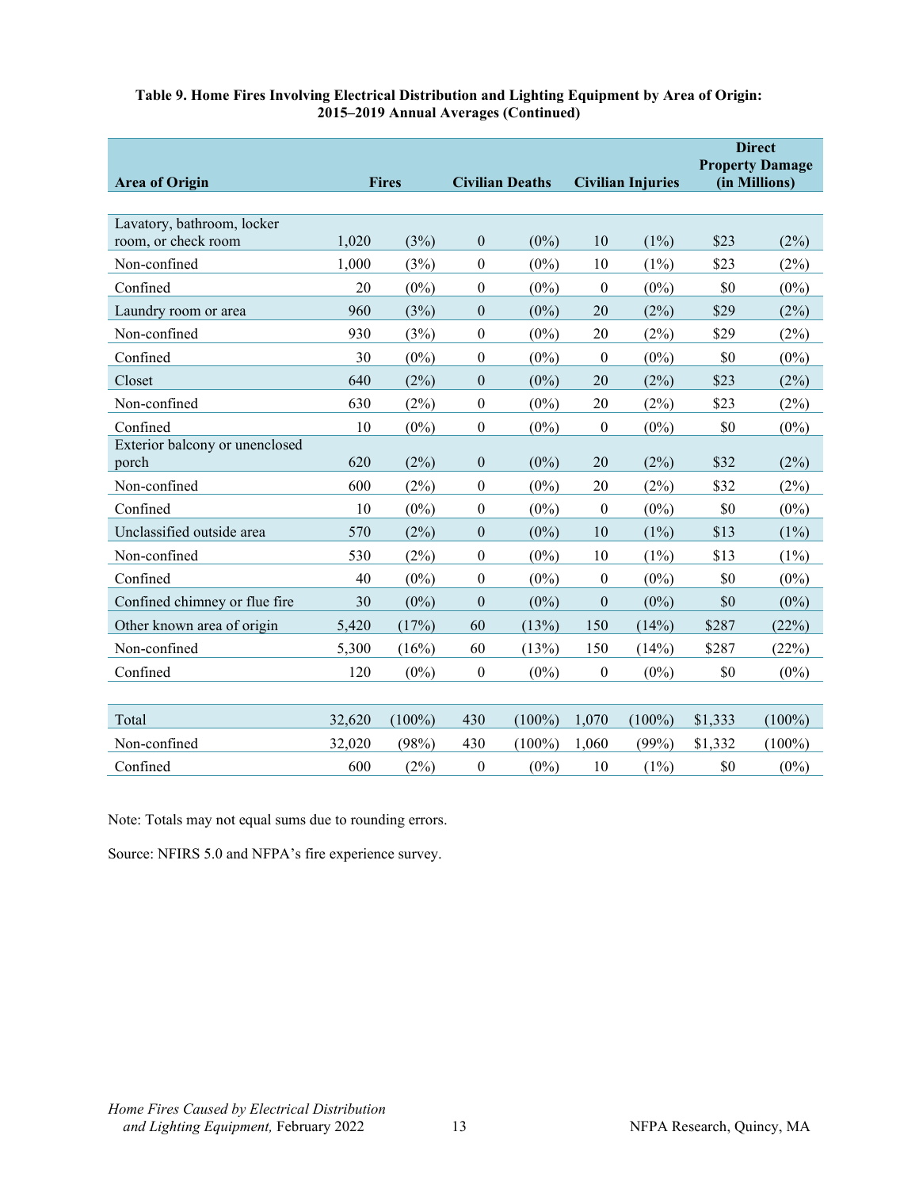**Table 9. Home Fires Involving Electrical Distribution and Lighting Equipment by Area of Origin: 2015–2019 Annual Averages (Continued)**

| Area of Origin | Fires | | Civilian Deaths | | Civilian Injuries | | Direct Property Damage (in Millions) | |
|---|---|---|---|---|---|---|---|---|
| Lavatory, bathroom, locker room, or check room | 1,020 | (3%) | 0 | (0%) | 10 | (1%) | $23 | (2%) |
| Non-confined | 1,000 | (3%) | 0 | (0%) | 10 | (1%) | $23 | (2%) |
| Confined | 20 | (0%) | 0 | (0%) | 0 | (0%) | $0 | (0%) |
| Laundry room or area | 960 | (3%) | 0 | (0%) | 20 | (2%) | $29 | (2%) |
| Non-confined | 930 | (3%) | 0 | (0%) | 20 | (2%) | $29 | (2%) |
| Confined | 30 | (0%) | 0 | (0%) | 0 | (0%) | $0 | (0%) |
| Closet | 640 | (2%) | 0 | (0%) | 20 | (2%) | $23 | (2%) |
| Non-confined | 630 | (2%) | 0 | (0%) | 20 | (2%) | $23 | (2%) |
| Confined | 10 | (0%) | 0 | (0%) | 0 | (0%) | $0 | (0%) |
| Exterior balcony or unenclosed porch | 620 | (2%) | 0 | (0%) | 20 | (2%) | $32 | (2%) |
| Non-confined | 600 | (2%) | 0 | (0%) | 20 | (2%) | $32 | (2%) |
| Confined | 10 | (0%) | 0 | (0%) | 0 | (0%) | $0 | (0%) |
| Unclassified outside area | 570 | (2%) | 0 | (0%) | 10 | (1%) | $13 | (1%) |
| Non-confined | 530 | (2%) | 0 | (0%) | 10 | (1%) | $13 | (1%) |
| Confined | 40 | (0%) | 0 | (0%) | 0 | (0%) | $0 | (0%) |
| Confined chimney or flue fire | 30 | (0%) | 0 | (0%) | 0 | (0%) | $0 | (0%) |
| Other known area of origin | 5,420 | (17%) | 60 | (13%) | 150 | (14%) | $287 | (22%) |
| Non-confined | 5,300 | (16%) | 60 | (13%) | 150 | (14%) | $287 | (22%) |
| Confined | 120 | (0%) | 0 | (0%) | 0 | (0%) | $0 | (0%) |
| Total | 32,620 | (100%) | 430 | (100%) | 1,070 | (100%) | $1,333 | (100%) |
| Non-confined | 32,020 | (98%) | 430 | (100%) | 1,060 | (99%) | $1,332 | (100%) |
| Confined | 600 | (2%) | 0 | (0%) | 10 | (1%) | $0 | (0%) |

Note: Totals may not equal sums due to rounding errors.

Source: NFIRS 5.0 and NFPA's fire experience survey.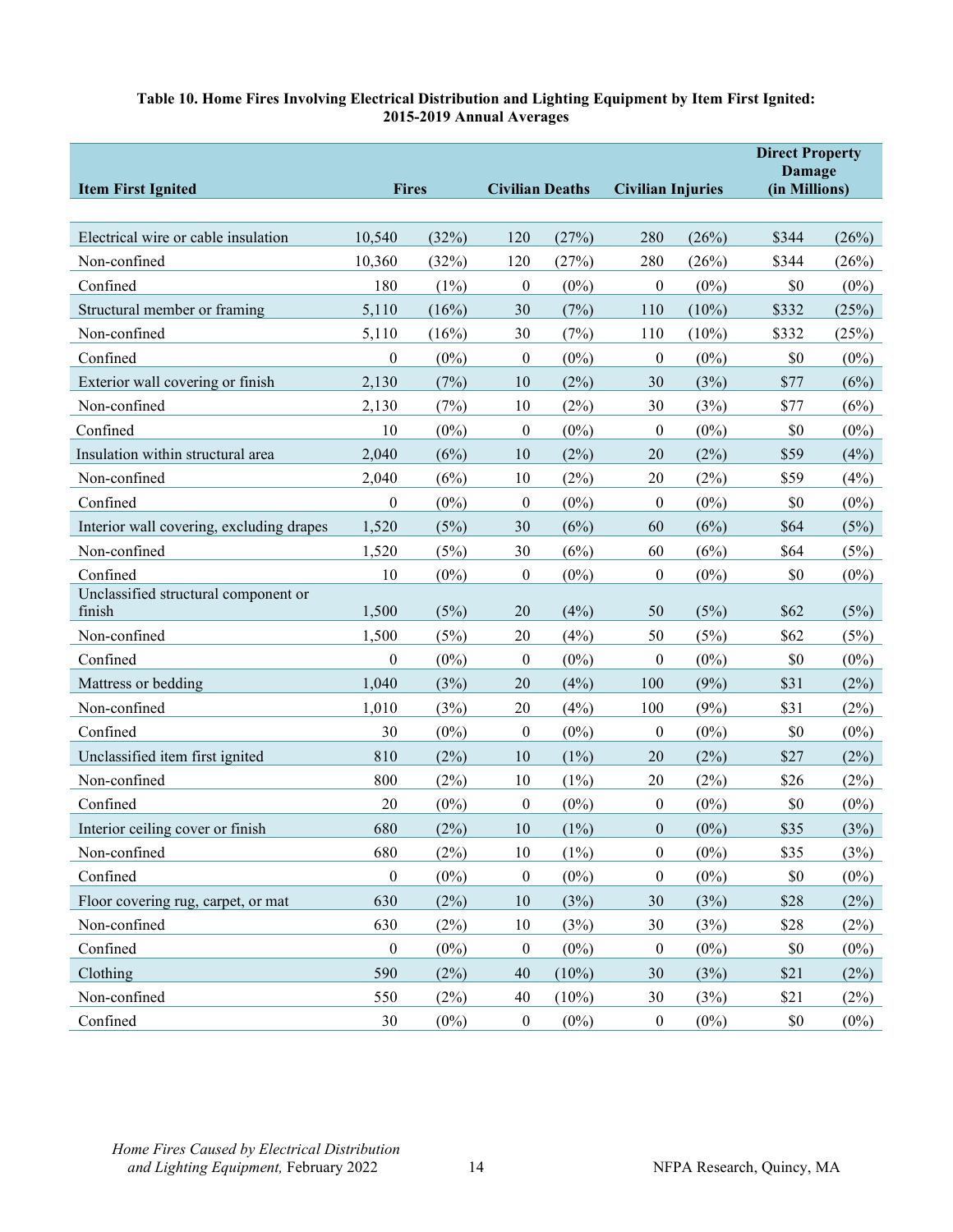**Table 10. Home Fires Involving Electrical Distribution and Lighting Equipment by Item First Ignited: 2015-2019 Annual Averages**

| Item First Ignited | Fires | | Civilian Deaths | | Civilian Injuries | | Direct Property Damage (in Millions) | |
|---|---|---|---|---|---|---|---|---|
| Electrical wire or cable insulation | 10,540 | (32%) | 120 | (27%) | 280 | (26%) | $344 | (26%) |
| Non-confined | 10,360 | (32%) | 120 | (27%) | 280 | (26%) | $344 | (26%) |
| Confined | 180 | (1%) | 0 | (0%) | 0 | (0%) | $0 | (0%) |
| Structural member or framing | 5,110 | (16%) | 30 | (7%) | 110 | (10%) | $332 | (25%) |
| Non-confined | 5,110 | (16%) | 30 | (7%) | 110 | (10%) | $332 | (25%) |
| Confined | 0 | (0%) | 0 | (0%) | 0 | (0%) | $0 | (0%) |
| Exterior wall covering or finish | 2,130 | (7%) | 10 | (2%) | 30 | (3%) | $77 | (6%) |
| Non-confined | 2,130 | (7%) | 10 | (2%) | 30 | (3%) | $77 | (6%) |
| Confined | 10 | (0%) | 0 | (0%) | 0 | (0%) | $0 | (0%) |
| Insulation within structural area | 2,040 | (6%) | 10 | (2%) | 20 | (2%) | $59 | (4%) |
| Non-confined | 2,040 | (6%) | 10 | (2%) | 20 | (2%) | $59 | (4%) |
| Confined | 0 | (0%) | 0 | (0%) | 0 | (0%) | $0 | (0%) |
| Interior wall covering, excluding drapes | 1,520 | (5%) | 30 | (6%) | 60 | (6%) | $64 | (5%) |
| Non-confined | 1,520 | (5%) | 30 | (6%) | 60 | (6%) | $64 | (5%) |
| Confined | 10 | (0%) | 0 | (0%) | 0 | (0%) | $0 | (0%) |
| Unclassified structural component or finish | 1,500 | (5%) | 20 | (4%) | 50 | (5%) | $62 | (5%) |
| Non-confined | 1,500 | (5%) | 20 | (4%) | 50 | (5%) | $62 | (5%) |
| Confined | 0 | (0%) | 0 | (0%) | 0 | (0%) | $0 | (0%) |
| Mattress or bedding | 1,040 | (3%) | 20 | (4%) | 100 | (9%) | $31 | (2%) |
| Non-confined | 1,010 | (3%) | 20 | (4%) | 100 | (9%) | $31 | (2%) |
| Confined | 30 | (0%) | 0 | (0%) | 0 | (0%) | $0 | (0%) |
| Unclassified item first ignited | 810 | (2%) | 10 | (1%) | 20 | (2%) | $27 | (2%) |
| Non-confined | 800 | (2%) | 10 | (1%) | 20 | (2%) | $26 | (2%) |
| Confined | 20 | (0%) | 0 | (0%) | 0 | (0%) | $0 | (0%) |
| Interior ceiling cover or finish | 680 | (2%) | 10 | (1%) | 0 | (0%) | $35 | (3%) |
| Non-confined | 680 | (2%) | 10 | (1%) | 0 | (0%) | $35 | (3%) |
| Confined | 0 | (0%) | 0 | (0%) | 0 | (0%) | $0 | (0%) |
| Floor covering rug, carpet, or mat | 630 | (2%) | 10 | (3%) | 30 | (3%) | $28 | (2%) |
| Non-confined | 630 | (2%) | 10 | (3%) | 30 | (3%) | $28 | (2%) |
| Confined | 0 | (0%) | 0 | (0%) | 0 | (0%) | $0 | (0%) |
| Clothing | 590 | (2%) | 40 | (10%) | 30 | (3%) | $21 | (2%) |
| Non-confined | 550 | (2%) | 40 | (10%) | 30 | (3%) | $21 | (2%) |
| Confined | 30 | (0%) | 0 | (0%) | 0 | (0%) | $0 | (0%) |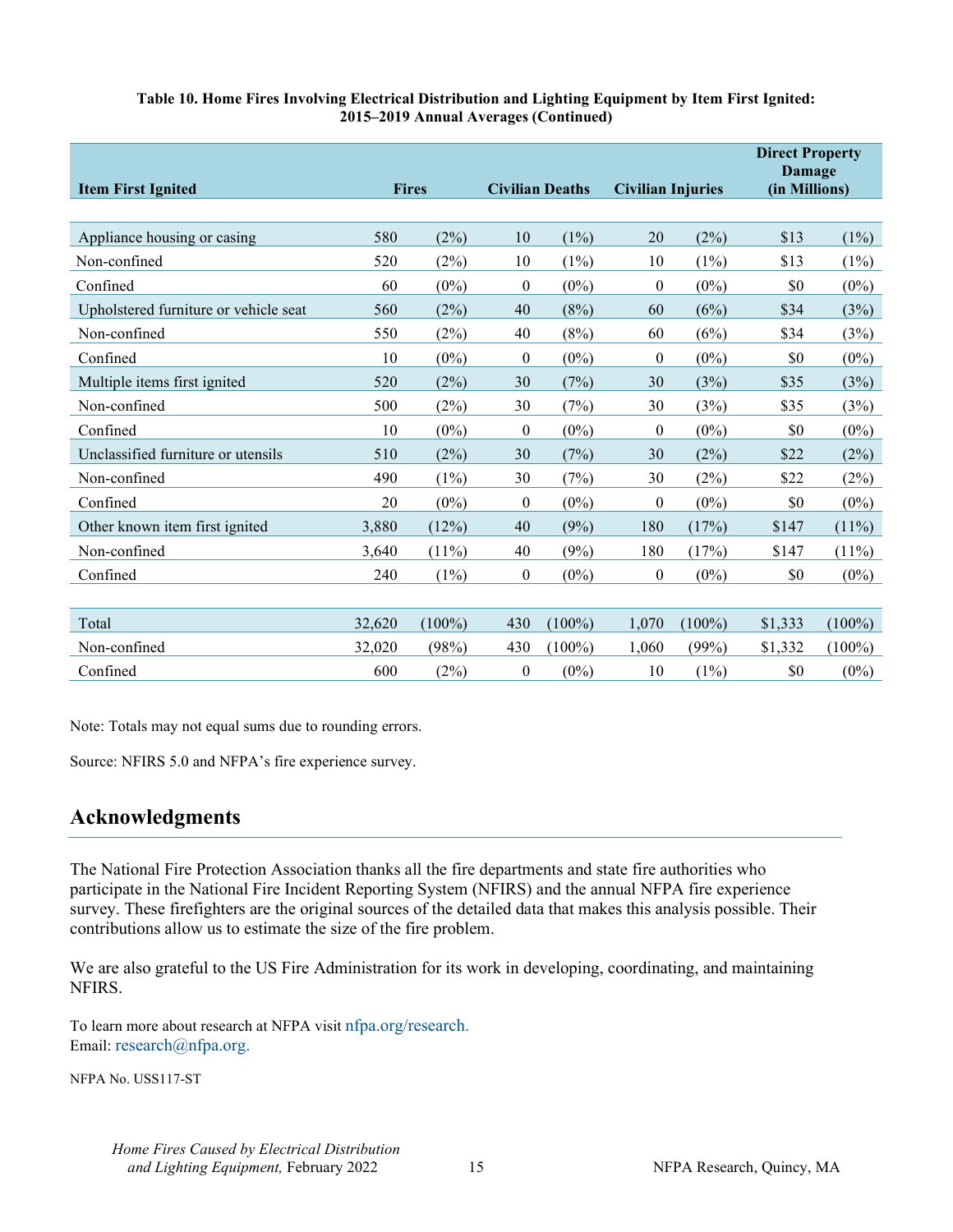**Table 10. Home Fires Involving Electrical Distribution and Lighting Equipment by Item First Ignited: 2015–2019 Annual Averages (Continued)**

| Item First Ignited | Fires | | Civilian Deaths | | Civilian Injuries | | Direct Property Damage (in Millions) | |
|---|---|---|---|---|---|---|---|---|
| Appliance housing or casing | 580 | (2%) | 10 | (1%) | 20 | (2%) | $13 | (1%) |
| Non-confined | 520 | (2%) | 10 | (1%) | 10 | (1%) | $13 | (1%) |
| Confined | 60 | (0%) | 0 | (0%) | 0 | (0%) | $0 | (0%) |
| Upholstered furniture or vehicle seat | 560 | (2%) | 40 | (8%) | 60 | (6%) | $34 | (3%) |
| Non-confined | 550 | (2%) | 40 | (8%) | 60 | (6%) | $34 | (3%) |
| Confined | 10 | (0%) | 0 | (0%) | 0 | (0%) | $0 | (0%) |
| Multiple items first ignited | 520 | (2%) | 30 | (7%) | 30 | (3%) | $35 | (3%) |
| Non-confined | 500 | (2%) | 30 | (7%) | 30 | (3%) | $35 | (3%) |
| Confined | 10 | (0%) | 0 | (0%) | 0 | (0%) | $0 | (0%) |
| Unclassified furniture or utensils | 510 | (2%) | 30 | (7%) | 30 | (2%) | $22 | (2%) |
| Non-confined | 490 | (1%) | 30 | (7%) | 30 | (2%) | $22 | (2%) |
| Confined | 20 | (0%) | 0 | (0%) | 0 | (0%) | $0 | (0%) |
| Other known item first ignited | 3,880 | (12%) | 40 | (9%) | 180 | (17%) | $147 | (11%) |
| Non-confined | 3,640 | (11%) | 40 | (9%) | 180 | (17%) | $147 | (11%) |
| Confined | 240 | (1%) | 0 | (0%) | 0 | (0%) | $0 | (0%) |
| Total | 32,620 | (100%) | 430 | (100%) | 1,070 | (100%) | $1,333 | (100%) |
| Non-confined | 32,020 | (98%) | 430 | (100%) | 1,060 | (99%) | $1,332 | (100%) |
| Confined | 600 | (2%) | 0 | (0%) | 10 | (1%) | $0 | (0%) |

Note: Totals may not equal sums due to rounding errors.

Source: NFIRS 5.0 and NFPA's fire experience survey.

## Acknowledgments

The National Fire Protection Association thanks all the fire departments and state fire authorities who participate in the National Fire Incident Reporting System (NFIRS) and the annual NFPA fire experience survey. These firefighters are the original sources of the detailed data that makes this analysis possible. Their contributions allow us to estimate the size of the fire problem.

We are also grateful to the US Fire Administration for its work in developing, coordinating, and maintaining NFIRS.

To learn more about research at NFPA visit nfpa.org/research.
Email: research@nfpa.org.

NFPA No. USS117-ST